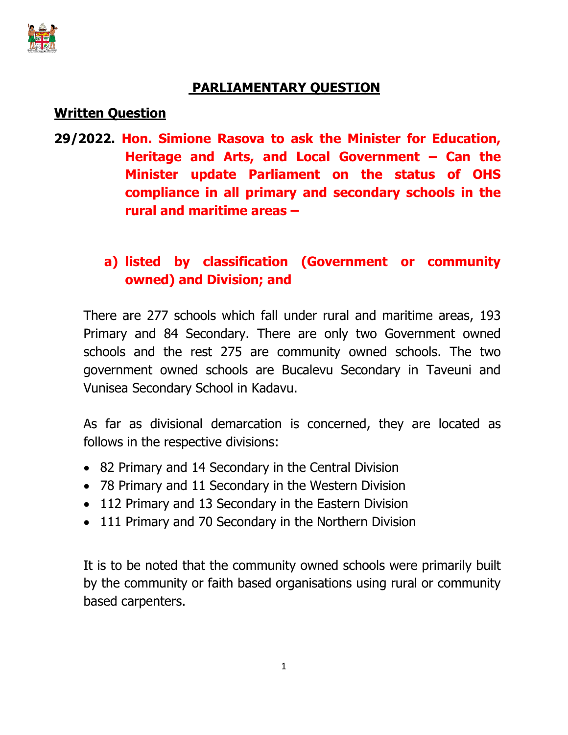# PARLIAMENTARY QUESTION

## Written Question

**29/2022. Hon. Simione Rasova to ask the Minister for Education, Heritage and Arts, and Local Government – Can the Minister update Parliament on the status of OHS compliance in all primary and secondary schools in the rural and maritime areas –**

**a) listed by classification (Government or community owned) and Division; and**

There are 277 schools which fall under rural and maritime areas, 193 Primary and 84 Secondary. There are only two Government owned schools and the rest 275 are community owned schools. The two government owned schools are Bucalevu Secondary in Taveuni and Vunisea Secondary School in Kadavu.

As far as divisional demarcation is concerned, they are located as follows in the respective divisions:

- 82 Primary and 14 Secondary in the Central Division
- 78 Primary and 11 Secondary in the Western Division
- 112 Primary and 13 Secondary in the Eastern Division
- 111 Primary and 70 Secondary in the Northern Division

It is to be noted that the community owned schools were primarily built by the community or faith based organisations using rural or community based carpenters.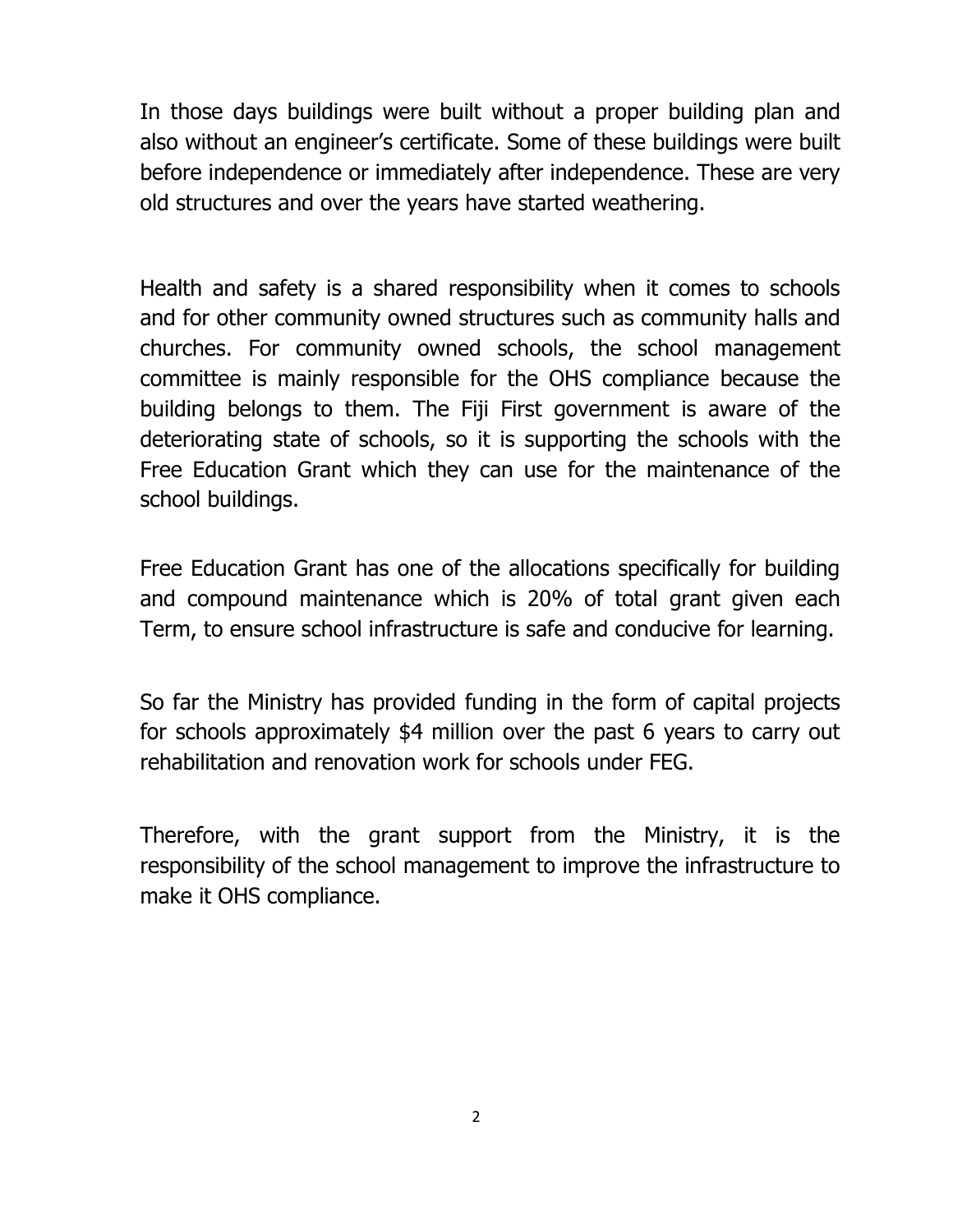In those days buildings were built without a proper building plan and also without an engineer's certificate. Some of these buildings were built before independence or immediately after independence. These are very old structures and over the years have started weathering.

Health and safety is a shared responsibility when it comes to schools and for other community owned structures such as community halls and churches. For community owned schools, the school management committee is mainly responsible for the OHS compliance because the building belongs to them. The Fiji First government is aware of the deteriorating state of schools, so it is supporting the schools with the Free Education Grant which they can use for the maintenance of the school buildings.

Free Education Grant has one of the allocations specifically for building and compound maintenance which is 20% of total grant given each Term, to ensure school infrastructure is safe and conducive for learning.

So far the Ministry has provided funding in the form of capital projects for schools approximately $4 million over the past 6 years to carry out rehabilitation and renovation work for schools under FEG.

Therefore, with the grant support from the Ministry, it is the responsibility of the school management to improve the infrastructure to make it OHS compliance.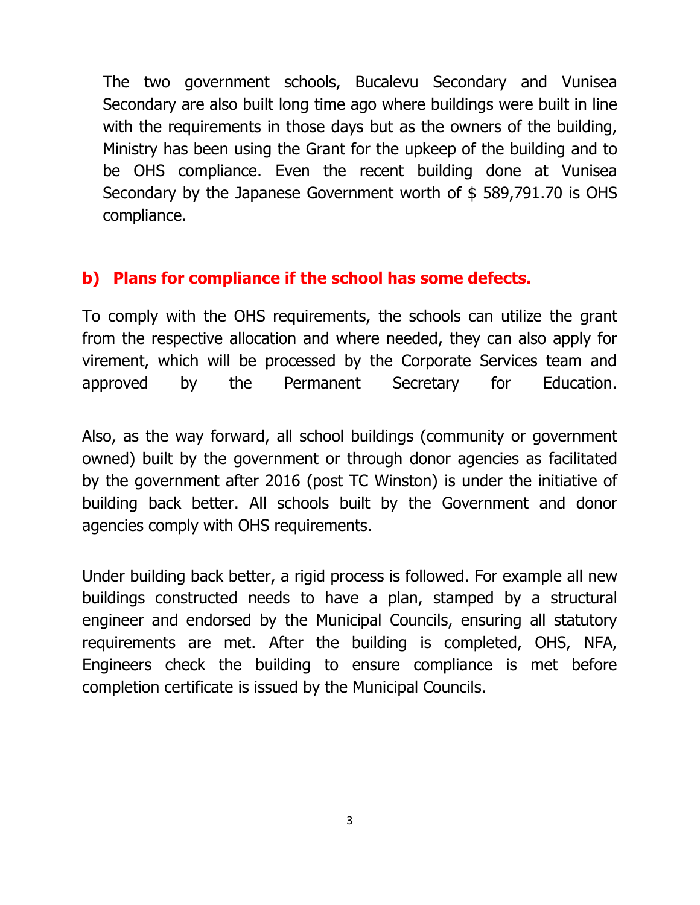The two government schools, Bucalevu Secondary and Vunisea Secondary are also built long time ago where buildings were built in line with the requirements in those days but as the owners of the building, Ministry has been using the Grant for the upkeep of the building and to be OHS compliance. Even the recent building done at Vunisea Secondary by the Japanese Government worth of $ 589,791.70 is OHS compliance.

## b) Plans for compliance if the school has some defects.

To comply with the OHS requirements, the schools can utilize the grant from the respective allocation and where needed, they can also apply for virement, which will be processed by the Corporate Services team and approved by the Permanent Secretary for Education.

Also, as the way forward, all school buildings (community or government owned) built by the government or through donor agencies as facilitated by the government after 2016 (post TC Winston) is under the initiative of building back better. All schools built by the Government and donor agencies comply with OHS requirements.

Under building back better, a rigid process is followed. For example all new buildings constructed needs to have a plan, stamped by a structural engineer and endorsed by the Municipal Councils, ensuring all statutory requirements are met. After the building is completed, OHS, NFA, Engineers check the building to ensure compliance is met before completion certificate is issued by the Municipal Councils.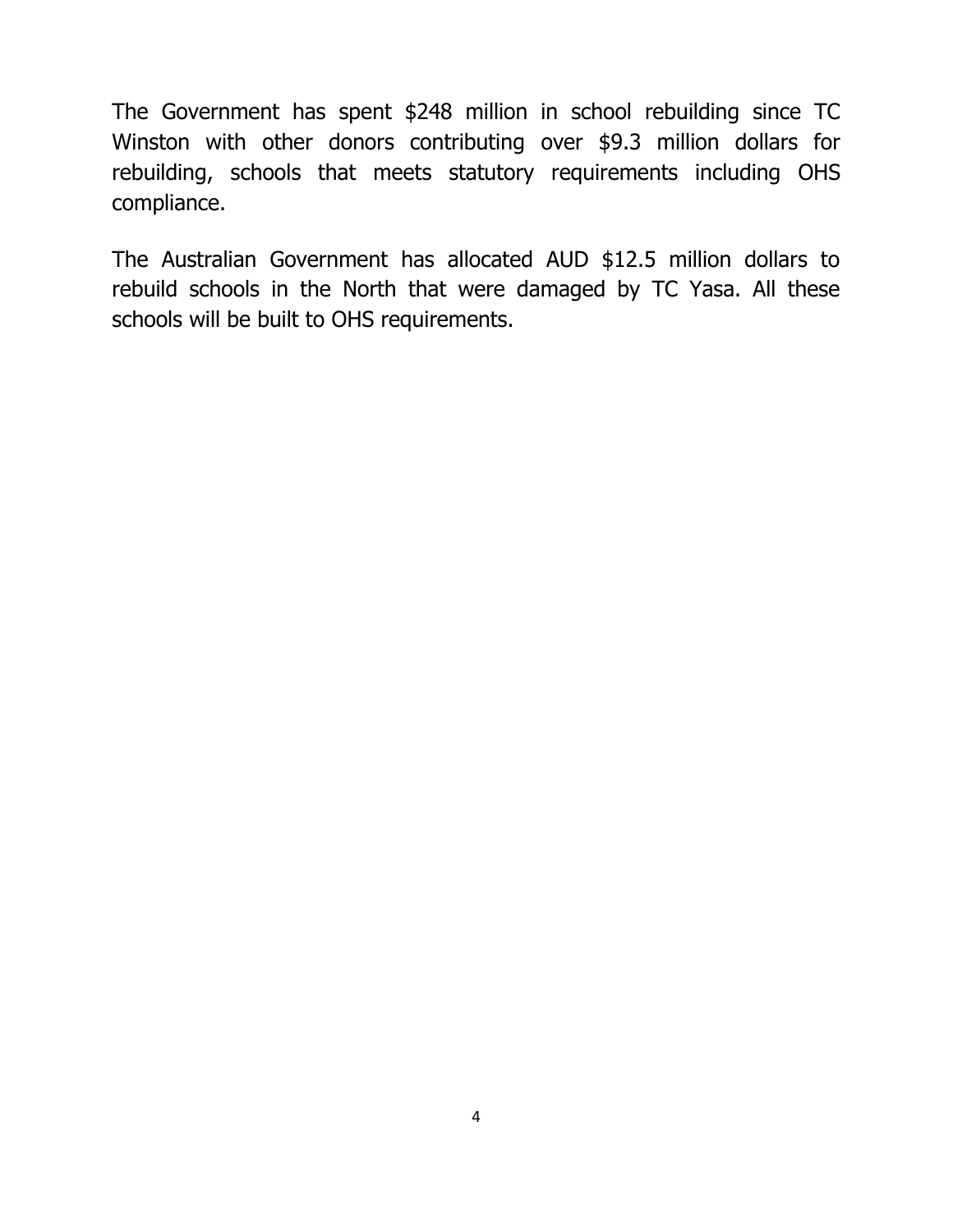The Government has spent $248 million in school rebuilding since TC Winston with other donors contributing over $9.3 million dollars for rebuilding, schools that meets statutory requirements including OHS compliance.

The Australian Government has allocated AUD $12.5 million dollars to rebuild schools in the North that were damaged by TC Yasa. All these schools will be built to OHS requirements.